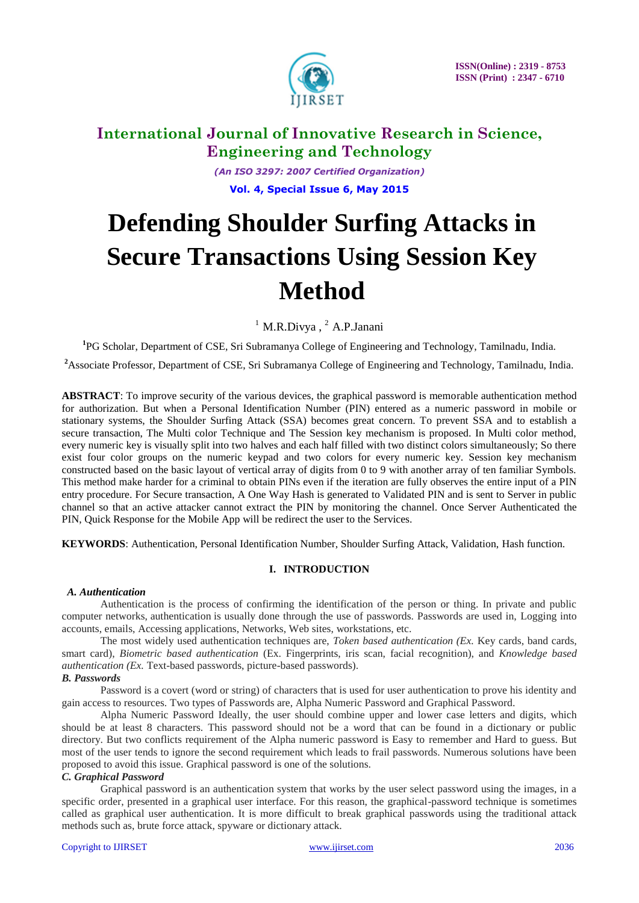# International Journal of Innovative Research in Science, Engineering and Technology

*(An ISO 3297: 2007 Certified Organization)*

**Vol. 4, Special Issue 6, May 2015**

# Defending Shoulder Surfing Attacks in Secure Transactions Using Session Key Method

[1] M.R.Divya , [2] A.P.Janani

[1]PG Scholar, Department of CSE, Sri Subramanya College of Engineering and Technology, Tamilnadu, India.

[2]Associate Professor, Department of CSE, Sri Subramanya College of Engineering and Technology, Tamilnadu, India.

**ABSTRACT**: To improve security of the various devices, the graphical password is memorable authentication method for authorization. But when a Personal Identification Number (PIN) entered as a numeric password in mobile or stationary systems, the Shoulder Surfing Attack (SSA) becomes great concern. To prevent SSA and to establish a secure transaction, The Multi color Technique and The Session key mechanism is proposed. In Multi color method, every numeric key is visually split into two halves and each half filled with two distinct colors simultaneously; So there exist four color groups on the numeric keypad and two colors for every numeric key. Session key mechanism constructed based on the basic layout of vertical array of digits from 0 to 9 with another array of ten familiar Symbols. This method make harder for a criminal to obtain PINs even if the iteration are fully observes the entire input of a PIN entry procedure. For Secure transaction, A One Way Hash is generated to Validated PIN and is sent to Server in public channel so that an active attacker cannot extract the PIN by monitoring the channel. Once Server Authenticated the PIN, Quick Response for the Mobile App will be redirect the user to the Services.

**KEYWORDS**: Authentication, Personal Identification Number, Shoulder Surfing Attack, Validation, Hash function.

## I. INTRODUCTION

### *A. Authentication*

Authentication is the process of confirming the identification of the person or thing. In private and public computer networks, authentication is usually done through the use of passwords. Passwords are used in, Logging into accounts, emails, Accessing applications, Networks, Web sites, workstations, etc.

The most widely used authentication techniques are, *Token based authentication (Ex.* Key cards, band cards, smart card), *Biometric based authentication* (Ex. Fingerprints, iris scan, facial recognition), and *Knowledge based authentication (Ex.* Text-based passwords, picture-based passwords).

### *B. Passwords*

Password is a covert (word or string) of characters that is used for user authentication to prove his identity and gain access to resources. Two types of Passwords are, Alpha Numeric Password and Graphical Password.

Alpha Numeric Password Ideally, the user should combine upper and lower case letters and digits, which should be at least 8 characters. This password should not be a word that can be found in a dictionary or public directory. But two conflicts requirement of the Alpha numeric password is Easy to remember and Hard to guess. But most of the user tends to ignore the second requirement which leads to frail passwords. Numerous solutions have been proposed to avoid this issue. Graphical password is one of the solutions.

### *C. Graphical Password*

Graphical password is an authentication system that works by the user select password using the images, in a specific order, presented in a graphical user interface. For this reason, the graphical-password technique is sometimes called as graphical user authentication. It is more difficult to break graphical passwords using the traditional attack methods such as, brute force attack, spyware or dictionary attack.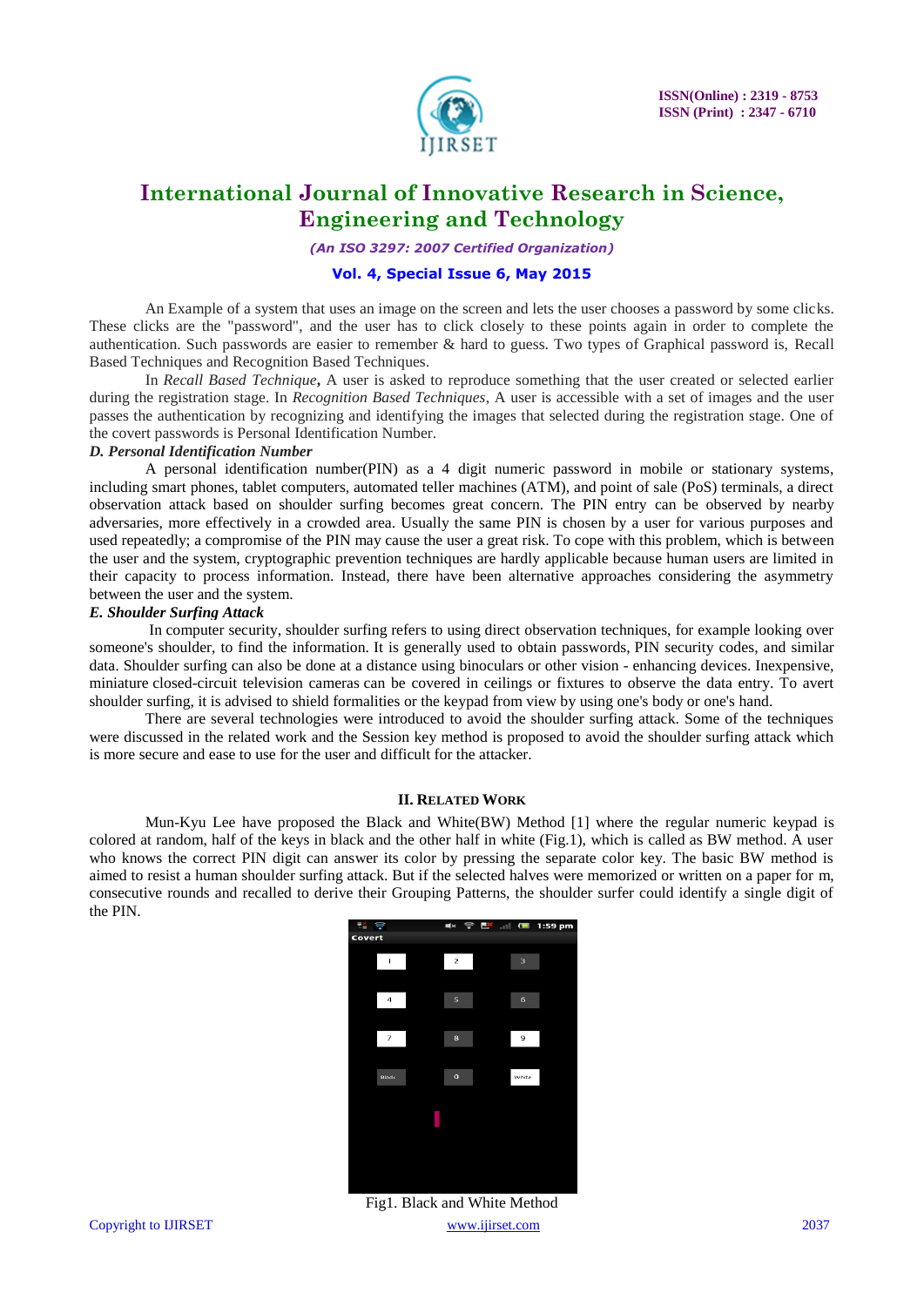An Example of a system that uses an image on the screen and lets the user chooses a password by some clicks. These clicks are the "password", and the user has to click closely to these points again in order to complete the authentication. Such passwords are easier to remember & hard to guess. Two types of Graphical password is, Recall Based Techniques and Recognition Based Techniques.

In *Recall Based Technique***,** A user is asked to reproduce something that the user created or selected earlier during the registration stage. In *Recognition Based Techniques*, A user is accessible with a set of images and the user passes the authentication by recognizing and identifying the images that selected during the registration stage. One of the covert passwords is Personal Identification Number.

***D. Personal Identification Number***

A personal identification number(PIN) as a 4 digit numeric password in mobile or stationary systems, including smart phones, tablet computers, automated teller machines (ATM), and point of sale (PoS) terminals, a direct observation attack based on shoulder surfing becomes great concern. The PIN entry can be observed by nearby adversaries, more effectively in a crowded area. Usually the same PIN is chosen by a user for various purposes and used repeatedly; a compromise of the PIN may cause the user a great risk. To cope with this problem, which is between the user and the system, cryptographic prevention techniques are hardly applicable because human users are limited in their capacity to process information. Instead, there have been alternative approaches considering the asymmetry between the user and the system.

***E. Shoulder Surfing Attack***

In computer security, shoulder surfing refers to using direct observation techniques, for example looking over someone's shoulder, to find the information. It is generally used to obtain passwords, PIN security codes, and similar data. Shoulder surfing can also be done at a distance using binoculars or other vision - enhancing devices. Inexpensive, miniature closed-circuit television cameras can be covered in ceilings or fixtures to observe the data entry. To avert shoulder surfing, it is advised to shield formalities or the keypad from view by using one's body or one's hand.

There are several technologies were introduced to avoid the shoulder surfing attack. Some of the techniques were discussed in the related work and the Session key method is proposed to avoid the shoulder surfing attack which is more secure and ease to use for the user and difficult for the attacker.

## II. RELATED WORK

Mun-Kyu Lee have proposed the Black and White(BW) Method [1] where the regular numeric keypad is colored at random, half of the keys in black and the other half in white (Fig.1), which is called as BW method. A user who knows the correct PIN digit can answer its color by pressing the separate color key. The basic BW method is aimed to resist a human shoulder surfing attack. But if the selected halves were memorized or written on a paper for m, consecutive rounds and recalled to derive their Grouping Patterns, the shoulder surfer could identify a single digit of the PIN.

Fig1. Black and White Method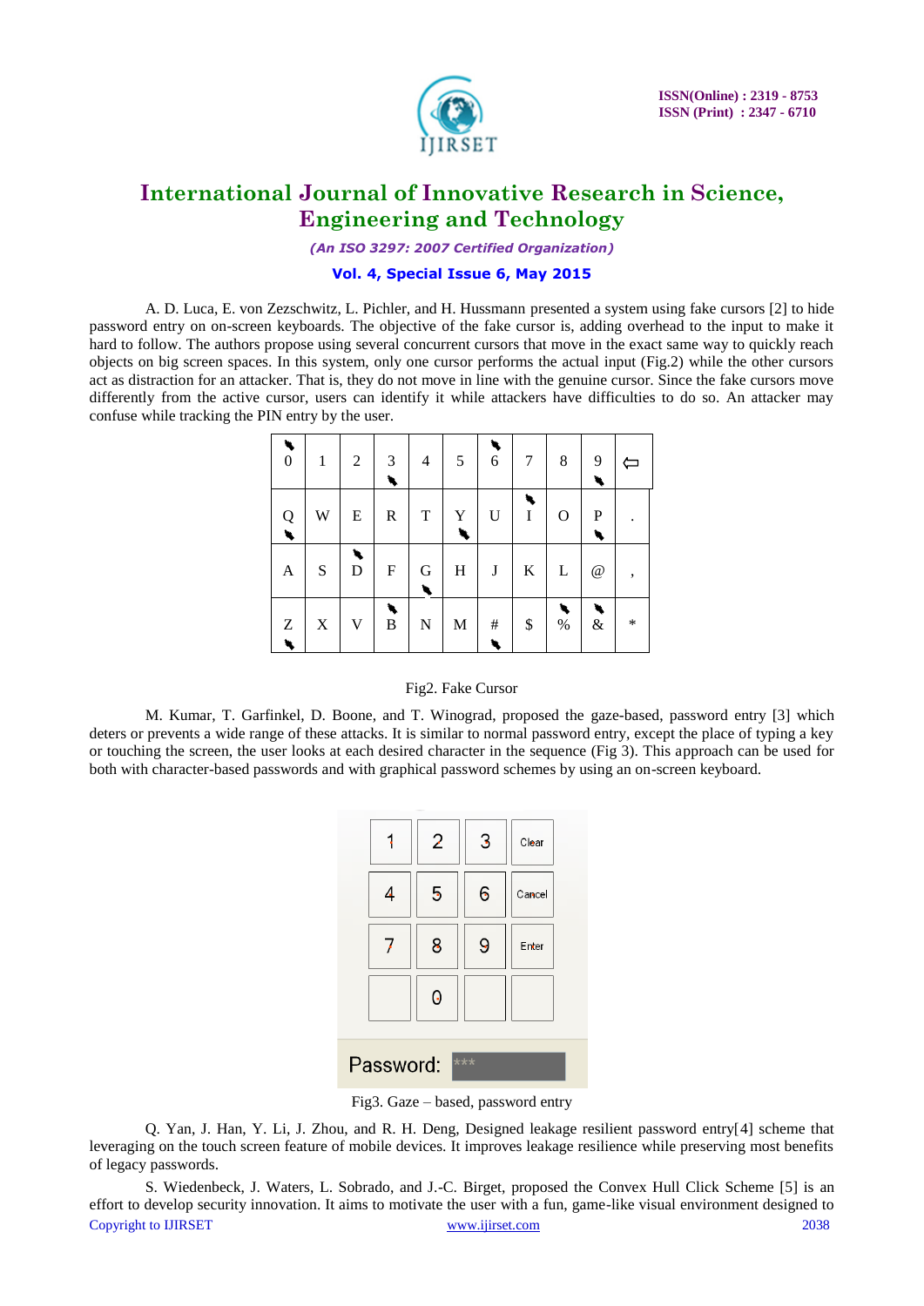A. D. Luca, E. von Zezschwitz, L. Pichler, and H. Hussmann presented a system using fake cursors [2] to hide password entry on on-screen keyboards. The objective of the fake cursor is, adding overhead to the input to make it hard to follow. The authors propose using several concurrent cursors that move in the exact same way to quickly reach objects on big screen spaces. In this system, only one cursor performs the actual input (Fig.2) while the other cursors act as distraction for an attacker. That is, they do not move in line with the genuine cursor. Since the fake cursors move differently from the active cursor, users can identify it while attackers have difficulties to do so. An attacker may confuse while tracking the PIN entry by the user.

| 0 | 1 | 2 | 3 | 4 | 5 | 6 | 7 | 8 | 9 | ⇦ |
|---|---|---|---|---|---|---|---|---|---|---|
| Q | W | E | R | T | Y | U | I | O | P | . |
| A | S | D | F | G | H | J | K | L | @ | , |
| Z | X | V | B | N | M | # | $ | % | & | * |

Fig2. Fake Cursor

M. Kumar, T. Garfinkel, D. Boone, and T. Winograd, proposed the gaze-based, password entry [3] which deters or prevents a wide range of these attacks. It is similar to normal password entry, except the place of typing a key or touching the screen, the user looks at each desired character in the sequence (Fig 3). This approach can be used for both with character-based passwords and with graphical password schemes by using an on-screen keyboard.

| 1 | 2 | 3 | Clear |
|---|---|---|---|
| 4 | 5 | 6 | Cancel |
| 7 | 8 | 9 | Enter |
| | 0 | | |

Password: ***

Fig3. Gaze – based, password entry

Q. Yan, J. Han, Y. Li, J. Zhou, and R. H. Deng, Designed leakage resilient password entry[4] scheme that leveraging on the touch screen feature of mobile devices. It improves leakage resilience while preserving most benefits of legacy passwords.

S. Wiedenbeck, J. Waters, L. Sobrado, and J.-C. Birget, proposed the Convex Hull Click Scheme [5] is an effort to develop security innovation. It aims to motivate the user with a fun, game-like visual environment designed to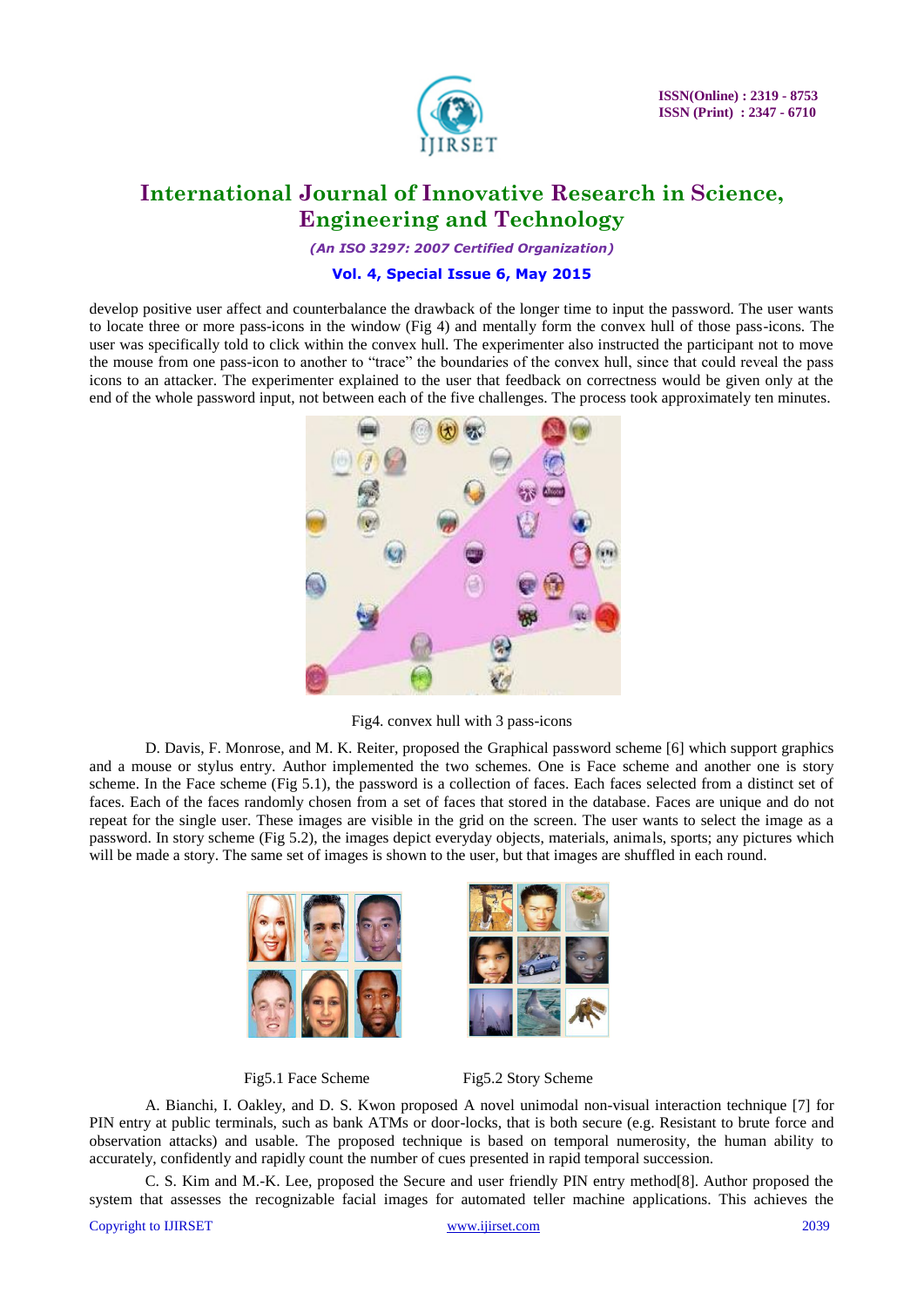develop positive user affect and counterbalance the drawback of the longer time to input the password. The user wants to locate three or more pass-icons in the window (Fig 4) and mentally form the convex hull of those pass-icons. The user was specifically told to click within the convex hull. The experimenter also instructed the participant not to move the mouse from one pass-icon to another to "trace" the boundaries of the convex hull, since that could reveal the pass icons to an attacker. The experimenter explained to the user that feedback on correctness would be given only at the end of the whole password input, not between each of the five challenges. The process took approximately ten minutes.

Fig4. convex hull with 3 pass-icons

D. Davis, F. Monrose, and M. K. Reiter, proposed the Graphical password scheme [6] which support graphics and a mouse or stylus entry. Author implemented the two schemes. One is Face scheme and another one is story scheme. In the Face scheme (Fig 5.1), the password is a collection of faces. Each faces selected from a distinct set of faces. Each of the faces randomly chosen from a set of faces that stored in the database. Faces are unique and do not repeat for the single user. These images are visible in the grid on the screen. The user wants to select the image as a password. In story scheme (Fig 5.2), the images depict everyday objects, materials, animals, sports; any pictures which will be made a story. The same set of images is shown to the user, but that images are shuffled in each round.

Fig5.1 Face Scheme

Fig5.2 Story Scheme

A. Bianchi, I. Oakley, and D. S. Kwon proposed A novel unimodal non-visual interaction technique [7] for PIN entry at public terminals, such as bank ATMs or door-locks, that is both secure (e.g. Resistant to brute force and observation attacks) and usable. The proposed technique is based on temporal numerosity, the human ability to accurately, confidently and rapidly count the number of cues presented in rapid temporal succession.

C. S. Kim and M.-K. Lee, proposed the Secure and user friendly PIN entry method[8]. Author proposed the system that assesses the recognizable facial images for automated teller machine applications. This achieves the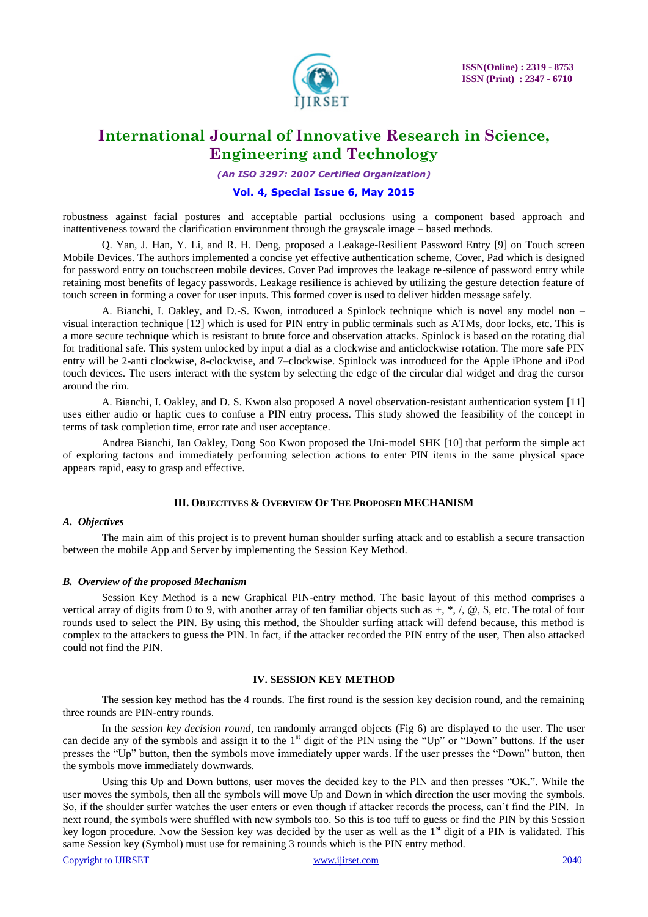robustness against facial postures and acceptable partial occlusions using a component based approach and inattentiveness toward the clarification environment through the grayscale image – based methods.

Q. Yan, J. Han, Y. Li, and R. H. Deng, proposed a Leakage-Resilient Password Entry [9] on Touch screen Mobile Devices. The authors implemented a concise yet effective authentication scheme, Cover, Pad which is designed for password entry on touchscreen mobile devices. Cover Pad improves the leakage re-silence of password entry while retaining most benefits of legacy passwords. Leakage resilience is achieved by utilizing the gesture detection feature of touch screen in forming a cover for user inputs. This formed cover is used to deliver hidden message safely.

A. Bianchi, I. Oakley, and D.-S. Kwon, introduced a Spinlock technique which is novel any model non – visual interaction technique [12] which is used for PIN entry in public terminals such as ATMs, door locks, etc. This is a more secure technique which is resistant to brute force and observation attacks. Spinlock is based on the rotating dial for traditional safe. This system unlocked by input a dial as a clockwise and anticlockwise rotation. The more safe PIN entry will be 2-anti clockwise, 8-clockwise, and 7–clockwise. Spinlock was introduced for the Apple iPhone and iPod touch devices. The users interact with the system by selecting the edge of the circular dial widget and drag the cursor around the rim.

A. Bianchi, I. Oakley, and D. S. Kwon also proposed A novel observation-resistant authentication system [11] uses either audio or haptic cues to confuse a PIN entry process. This study showed the feasibility of the concept in terms of task completion time, error rate and user acceptance.

Andrea Bianchi, Ian Oakley, Dong Soo Kwon proposed the Uni-model SHK [10] that perform the simple act of exploring tactons and immediately performing selection actions to enter PIN items in the same physical space appears rapid, easy to grasp and effective.

## III. OBJECTIVES & OVERVIEW OF THE PROPOSED MECHANISM

### *A. Objectives*

The main aim of this project is to prevent human shoulder surfing attack and to establish a secure transaction between the mobile App and Server by implementing the Session Key Method.

### *B. Overview of the proposed Mechanism*

Session Key Method is a new Graphical PIN-entry method. The basic layout of this method comprises a vertical array of digits from 0 to 9, with another array of ten familiar objects such as +, *, /, @, $, etc. The total of four rounds used to select the PIN. By using this method, the Shoulder surfing attack will defend because, this method is complex to the attackers to guess the PIN. In fact, if the attacker recorded the PIN entry of the user, Then also attacked could not find the PIN.

## IV. SESSION KEY METHOD

The session key method has the 4 rounds. The first round is the session key decision round, and the remaining three rounds are PIN-entry rounds.

In the *session key decision round*, ten randomly arranged objects (Fig 6) are displayed to the user. The user can decide any of the symbols and assign it to the 1st digit of the PIN using the "Up" or "Down" buttons. If the user presses the "Up" button, then the symbols move immediately upper wards. If the user presses the "Down" button, then the symbols move immediately downwards.

Using this Up and Down buttons, user moves the decided key to the PIN and then presses "OK.". While the user moves the symbols, then all the symbols will move Up and Down in which direction the user moving the symbols. So, if the shoulder surfer watches the user enters or even though if attacker records the process, can't find the PIN. In next round, the symbols were shuffled with new symbols too. So this is too tuff to guess or find the PIN by this Session key logon procedure. Now the Session key was decided by the user as well as the 1st digit of a PIN is validated. This same Session key (Symbol) must use for remaining 3 rounds which is the PIN entry method.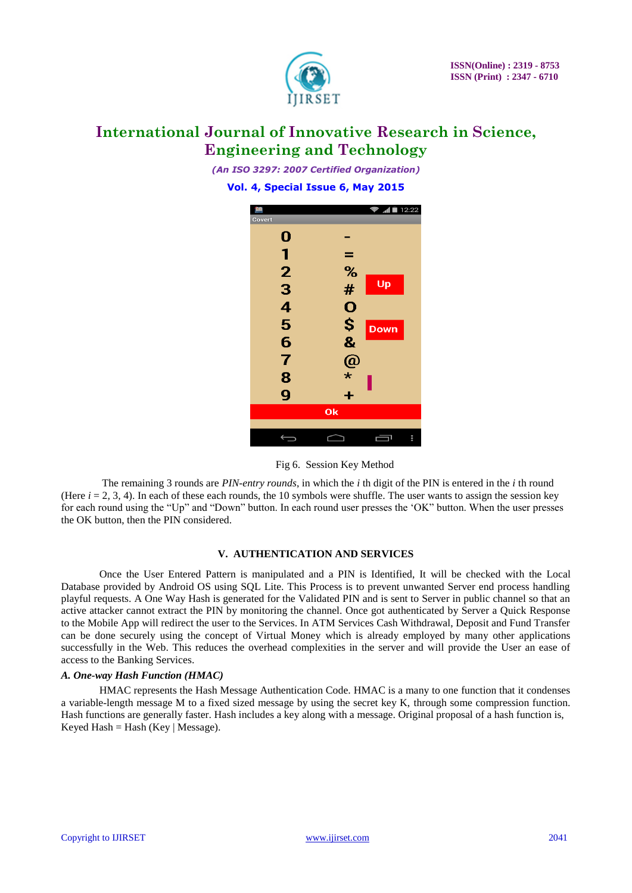Fig 6. Session Key Method

The remaining 3 rounds are *PIN-entry rounds*, in which the *i* th digit of the PIN is entered in the *i* th round (Here *i* = 2, 3, 4). In each of these each rounds, the 10 symbols were shuffle. The user wants to assign the session key for each round using the "Up" and "Down" button. In each round user presses the 'OK" button. When the user presses the OK button, then the PIN considered.

## V. AUTHENTICATION AND SERVICES

Once the User Entered Pattern is manipulated and a PIN is Identified, It will be checked with the Local Database provided by Android OS using SQL Lite. This Process is to prevent unwanted Server end process handling playful requests. A One Way Hash is generated for the Validated PIN and is sent to Server in public channel so that an active attacker cannot extract the PIN by monitoring the channel. Once got authenticated by Server a Quick Response to the Mobile App will redirect the user to the Services. In ATM Services Cash Withdrawal, Deposit and Fund Transfer can be done securely using the concept of Virtual Money which is already employed by many other applications successfully in the Web. This reduces the overhead complexities in the server and will provide the User an ease of access to the Banking Services.

### *A. One-way Hash Function (HMAC)*

HMAC represents the Hash Message Authentication Code. HMAC is a many to one function that it condenses a variable-length message M to a fixed sized message by using the secret key K, through some compression function. Hash functions are generally faster. Hash includes a key along with a message. Original proposal of a hash function is, Keyed Hash = Hash (Key | Message).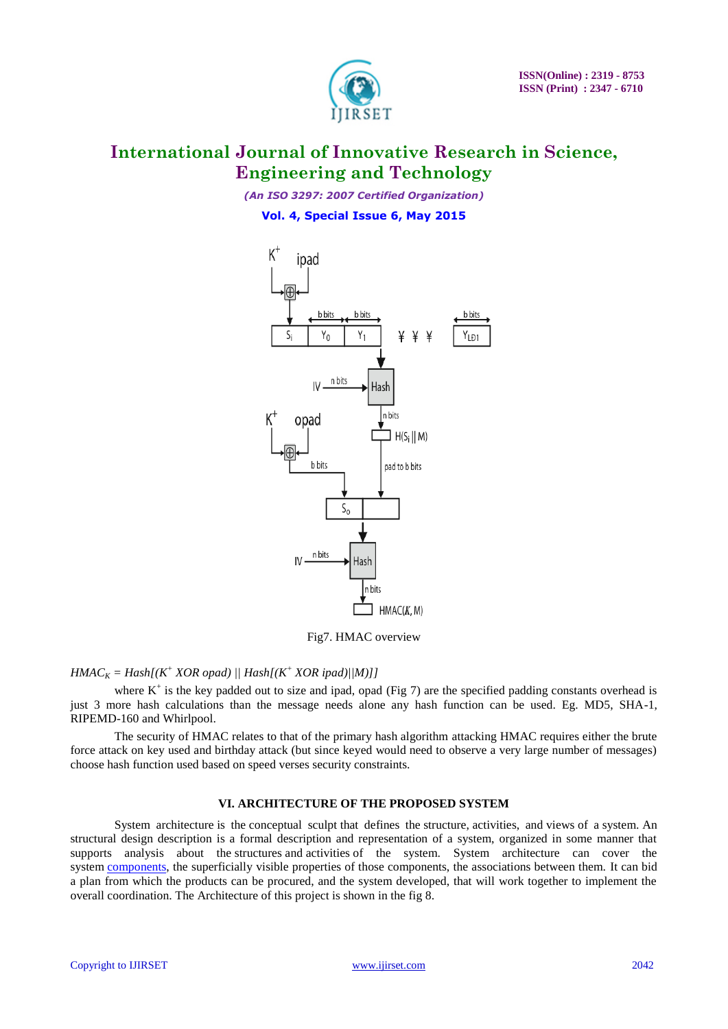Fig7. HMAC overview

$HMAC_K = Hash[(K^+ \ XOR \ opad) \ || \ Hash[(K^+ \ XOR \ ipad)||M)]]$

where $K^+$ is the key padded out to size and ipad, opad (Fig 7) are the specified padding constants overhead is just 3 more hash calculations than the message needs alone any hash function can be used. Eg. MD5, SHA-1, RIPEMD-160 and Whirlpool.

The security of HMAC relates to that of the primary hash algorithm attacking HMAC requires either the brute force attack on key used and birthday attack (but since keyed would need to observe a very large number of messages) choose hash function used based on speed verses security constraints.

## VI. ARCHITECTURE OF THE PROPOSED SYSTEM

System architecture is the conceptual sculpt that defines the structure, activities, and views of a system. An structural design description is a formal description and representation of a system, organized in some manner that supports analysis about the structures and activities of the system. System architecture can cover the system components, the superficially visible properties of those components, the associations between them. It can bid a plan from which the products can be procured, and the system developed, that will work together to implement the overall coordination. The Architecture of this project is shown in the fig 8.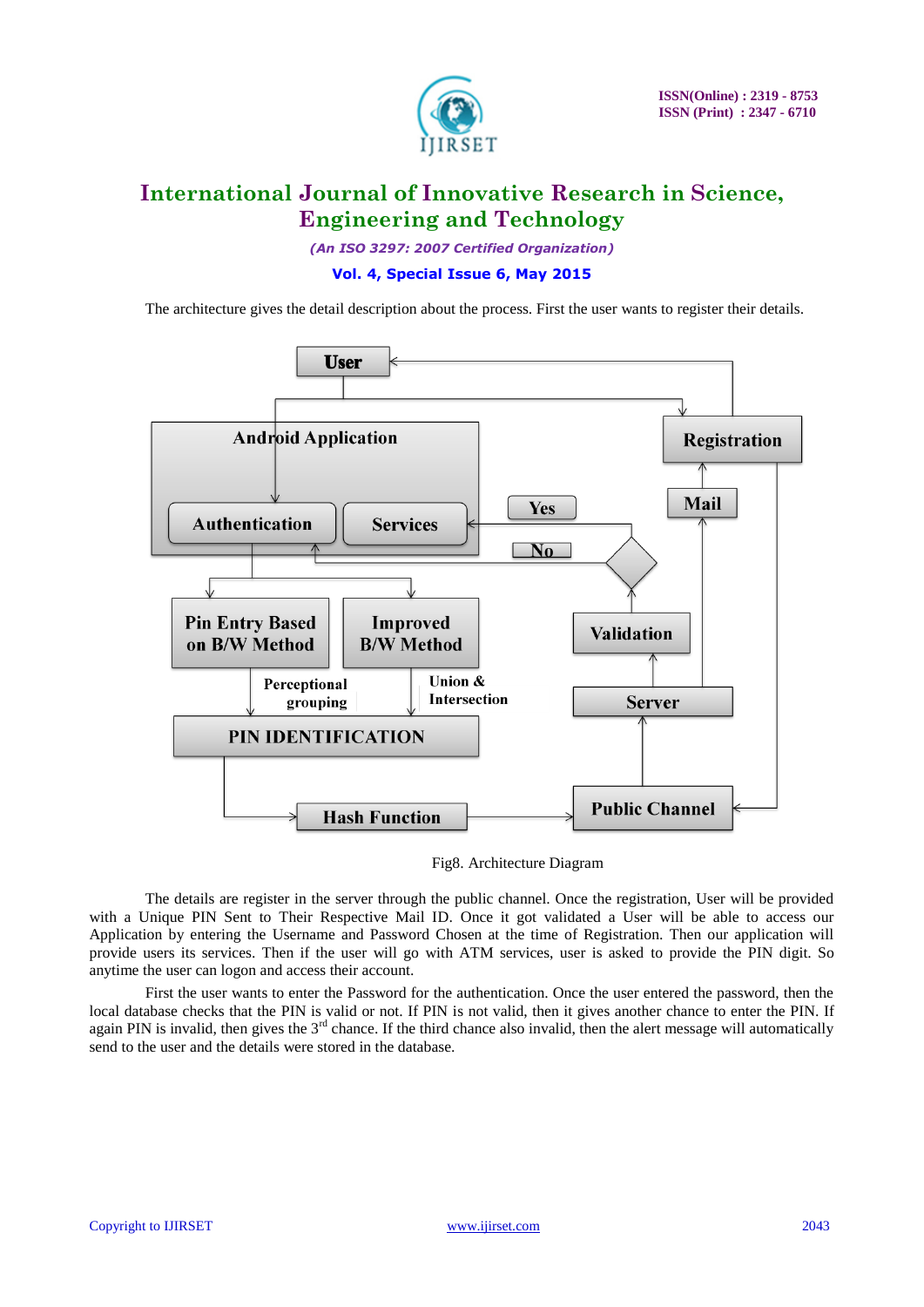The architecture gives the detail description about the process. First the user wants to register their details.

Fig8. Architecture Diagram

The details are register in the server through the public channel. Once the registration, User will be provided with a Unique PIN Sent to Their Respective Mail ID. Once it got validated a User will be able to access our Application by entering the Username and Password Chosen at the time of Registration. Then our application will provide users its services. Then if the user will go with ATM services, user is asked to provide the PIN digit. So anytime the user can logon and access their account.

First the user wants to enter the Password for the authentication. Once the user entered the password, then the local database checks that the PIN is valid or not. If PIN is not valid, then it gives another chance to enter the PIN. If again PIN is invalid, then gives the 3rd chance. If the third chance also invalid, then the alert message will automatically send to the user and the details were stored in the database.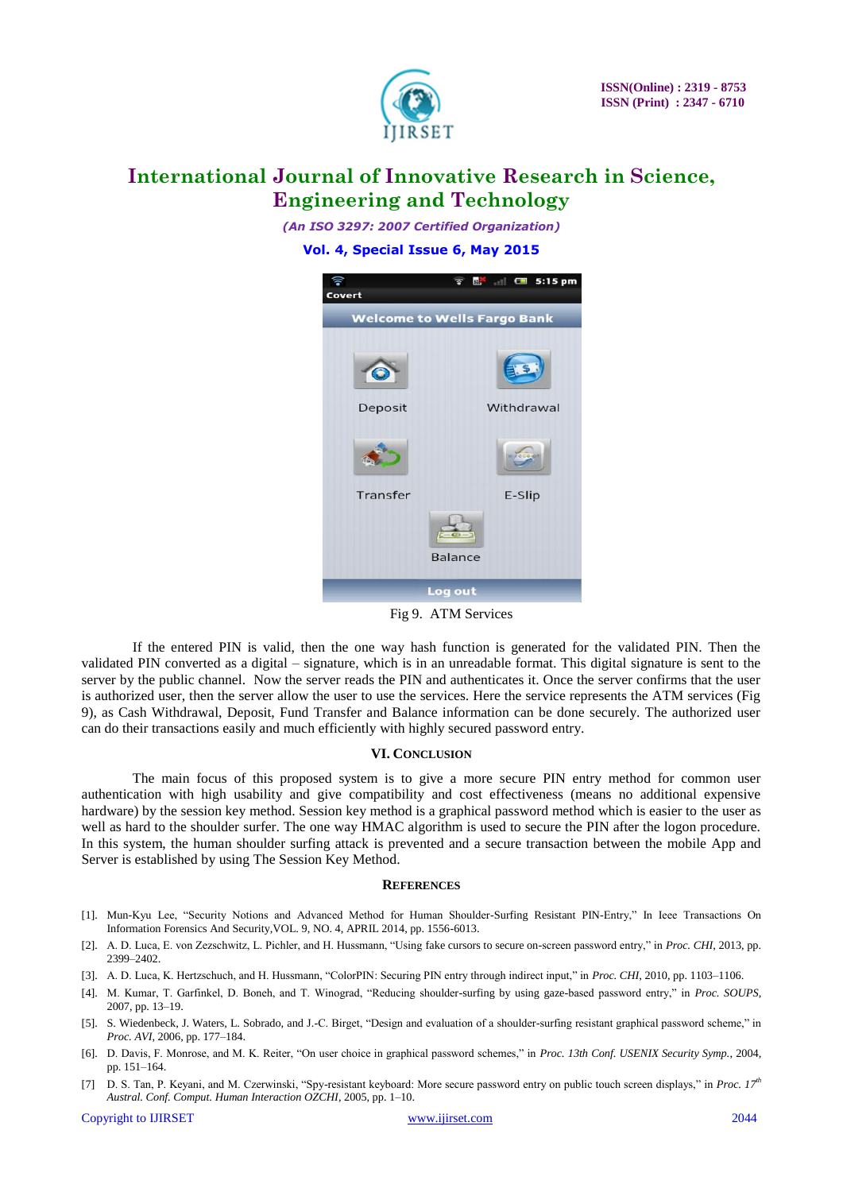Fig 9. ATM Services

If the entered PIN is valid, then the one way hash function is generated for the validated PIN. Then the validated PIN converted as a digital – signature, which is in an unreadable format. This digital signature is sent to the server by the public channel. Now the server reads the PIN and authenticates it. Once the server confirms that the user is authorized user, then the server allow the user to use the services. Here the service represents the ATM services (Fig 9), as Cash Withdrawal, Deposit, Fund Transfer and Balance information can be done securely. The authorized user can do their transactions easily and much efficiently with highly secured password entry.

## VI. CONCLUSION

The main focus of this proposed system is to give a more secure PIN entry method for common user authentication with high usability and give compatibility and cost effectiveness (means no additional expensive hardware) by the session key method. Session key method is a graphical password method which is easier to the user as well as hard to the shoulder surfer. The one way HMAC algorithm is used to secure the PIN after the logon procedure. In this system, the human shoulder surfing attack is prevented and a secure transaction between the mobile App and Server is established by using The Session Key Method.

## REFERENCES

[1]. Mun-Kyu Lee, "Security Notions and Advanced Method for Human Shoulder-Surfing Resistant PIN-Entry," In Ieee Transactions On Information Forensics And Security,VOL. 9, NO. 4, APRIL 2014, pp. 1556-6013.

[2]. A. D. Luca, E. von Zezschwitz, L. Pichler, and H. Hussmann, "Using fake cursors to secure on-screen password entry," in *Proc. CHI*, 2013, pp. 2399–2402.

[3]. A. D. Luca, K. Hertzschuch, and H. Hussmann, "ColorPIN: Securing PIN entry through indirect input," in *Proc. CHI*, 2010, pp. 1103–1106.

[4]. M. Kumar, T. Garfinkel, D. Boneh, and T. Winograd, "Reducing shoulder-surfing by using gaze-based password entry," in *Proc. SOUPS*, 2007, pp. 13–19.

[5]. S. Wiedenbeck, J. Waters, L. Sobrado, and J.-C. Birget, "Design and evaluation of a shoulder-surfing resistant graphical password scheme," in *Proc. AVI*, 2006, pp. 177–184.

[6]. D. Davis, F. Monrose, and M. K. Reiter, "On user choice in graphical password schemes," in *Proc. 13th Conf. USENIX Security Symp.*, 2004, pp. 151–164.

[7] D. S. Tan, P. Keyani, and M. Czerwinski, "Spy-resistant keyboard: More secure password entry on public touch screen displays," in *Proc. 17th Austral. Conf. Comput. Human Interaction OZCHI*, 2005, pp. 1–10.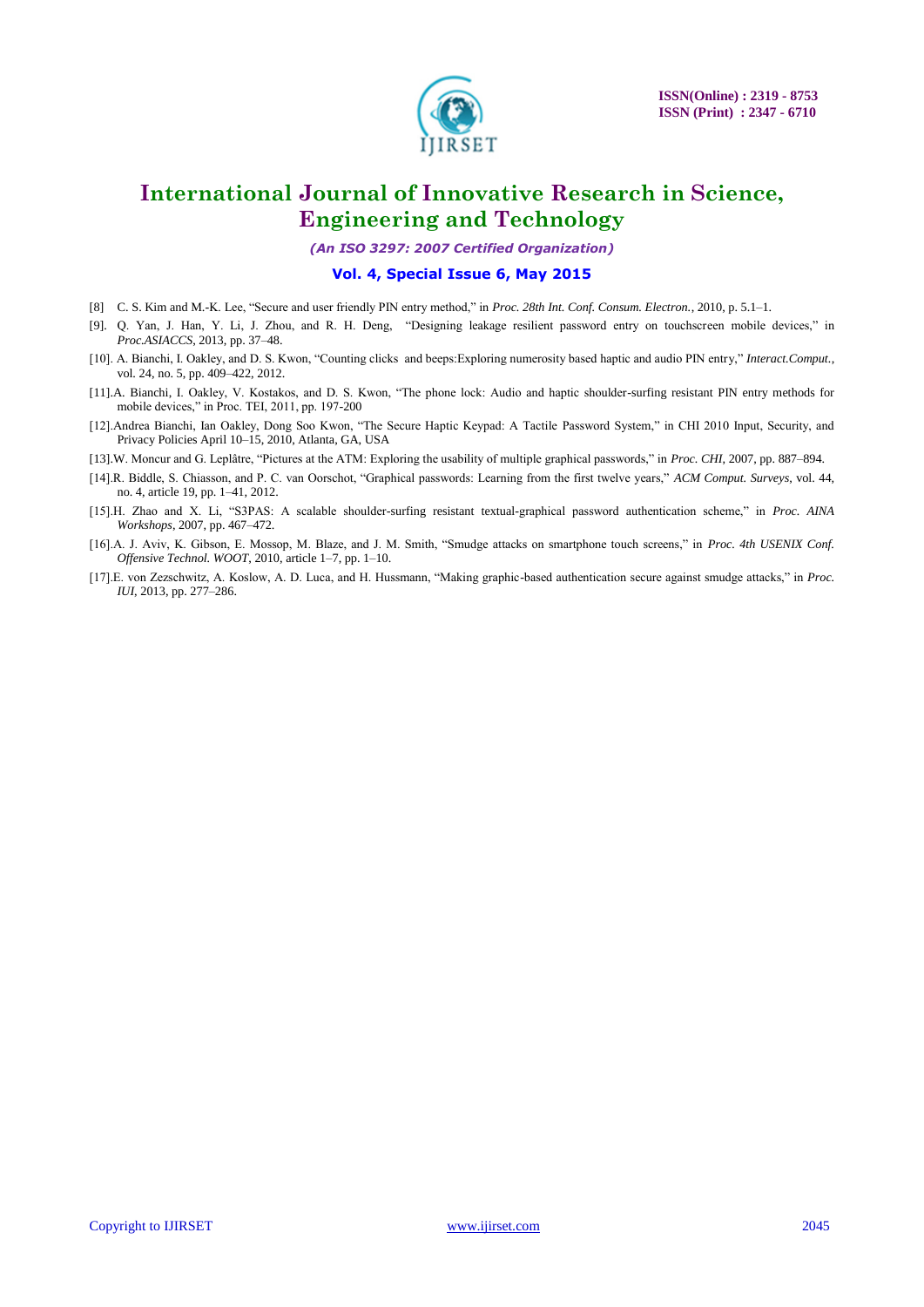[8] C. S. Kim and M.-K. Lee, "Secure and user friendly PIN entry method," in *Proc. 28th Int. Conf. Consum. Electron.*, 2010, p. 5.1–1.

[9]. Q. Yan, J. Han, Y. Li, J. Zhou, and R. H. Deng, "Designing leakage resilient password entry on touchscreen mobile devices," in *Proc.ASIACCS*, 2013, pp. 37–48.

[10]. A. Bianchi, I. Oakley, and D. S. Kwon, "Counting clicks and beeps:Exploring numerosity based haptic and audio PIN entry," *Interact.Comput.*, vol. 24, no. 5, pp. 409–422, 2012.

[11].A. Bianchi, I. Oakley, V. Kostakos, and D. S. Kwon, "The phone lock: Audio and haptic shoulder-surfing resistant PIN entry methods for mobile devices," in Proc. TEI, 2011, pp. 197-200

[12].Andrea Bianchi, Ian Oakley, Dong Soo Kwon, "The Secure Haptic Keypad: A Tactile Password System," in CHI 2010 Input, Security, and Privacy Policies April 10–15, 2010, Atlanta, GA, USA

[13].W. Moncur and G. Leplâtre, "Pictures at the ATM: Exploring the usability of multiple graphical passwords," in *Proc. CHI*, 2007, pp. 887–894.

[14].R. Biddle, S. Chiasson, and P. C. van Oorschot, "Graphical passwords: Learning from the first twelve years," *ACM Comput. Surveys*, vol. 44, no. 4, article 19, pp. 1–41, 2012.

[15].H. Zhao and X. Li, "S3PAS: A scalable shoulder-surfing resistant textual-graphical password authentication scheme," in *Proc. AINA Workshops*, 2007, pp. 467–472.

[16].A. J. Aviv, K. Gibson, E. Mossop, M. Blaze, and J. M. Smith, "Smudge attacks on smartphone touch screens," in *Proc. 4th USENIX Conf. Offensive Technol. WOOT*, 2010, article 1–7, pp. 1–10.

[17].E. von Zezschwitz, A. Koslow, A. D. Luca, and H. Hussmann, "Making graphic-based authentication secure against smudge attacks," in *Proc. IUI*, 2013, pp. 277–286.